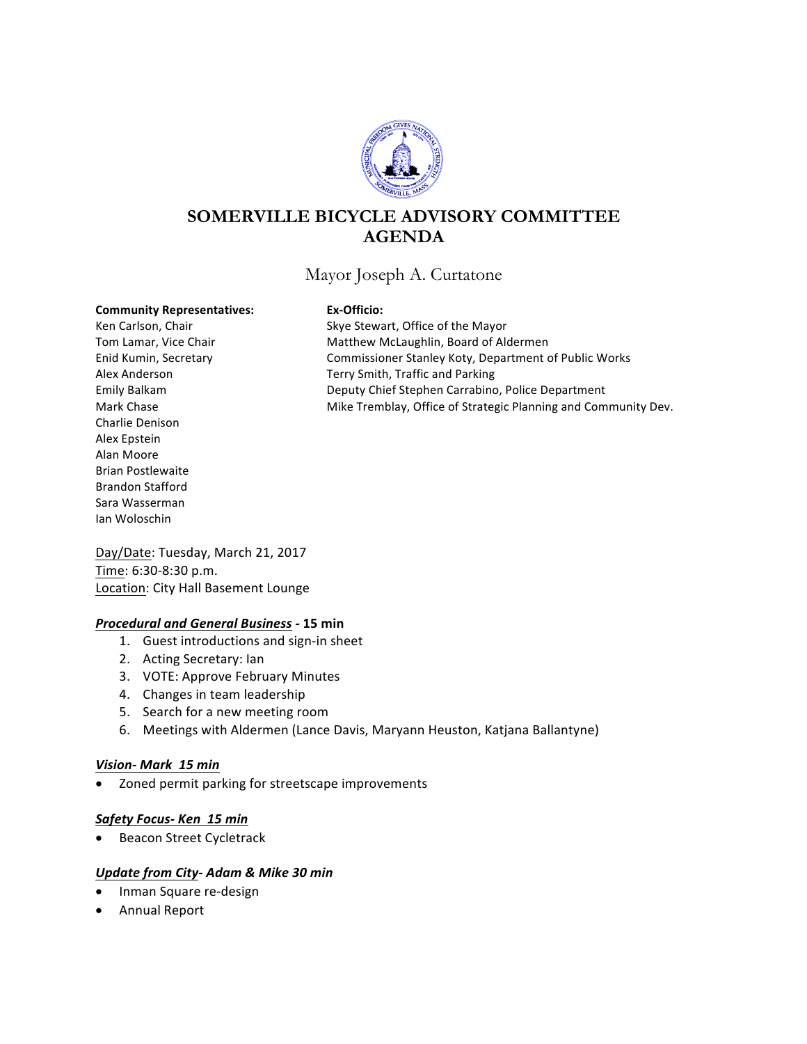# SOMERVILLE BICYCLE ADVISORY COMMITTEE AGENDA

Mayor Joseph A. Curtatone

**Community Representatives:**
Ken Carlson, Chair
Tom Lamar, Vice Chair
Enid Kumin, Secretary
Alex Anderson
Emily Balkam
Mark Chase
Charlie Denison
Alex Epstein
Alan Moore
Brian Postlewaite
Brandon Stafford
Sara Wasserman
Ian Woloschin

**Ex-Officio:**
Skye Stewart, Office of the Mayor
Matthew McLaughlin, Board of Aldermen
Commissioner Stanley Koty, Department of Public Works
Terry Smith, Traffic and Parking
Deputy Chief Stephen Carrabino, Police Department
Mike Tremblay, Office of Strategic Planning and Community Dev.

Day/Date: Tuesday, March 21, 2017
Time: 6:30-8:30 p.m.
Location: City Hall Basement Lounge

***Procedural and General Business*** **- 15 min**

1. Guest introductions and sign-in sheet
2. Acting Secretary: Ian
3. VOTE: Approve February Minutes
4. Changes in team leadership
5. Search for a new meeting room
6. Meetings with Aldermen (Lance Davis, Maryann Heuston, Katjana Ballantyne)

***Vision- Mark 15 min***

- Zoned permit parking for streetscape improvements

***Safety Focus- Ken 15 min***

- Beacon Street Cycletrack

***Update from City- Adam & Mike 30 min***

- Inman Square re-design
- Annual Report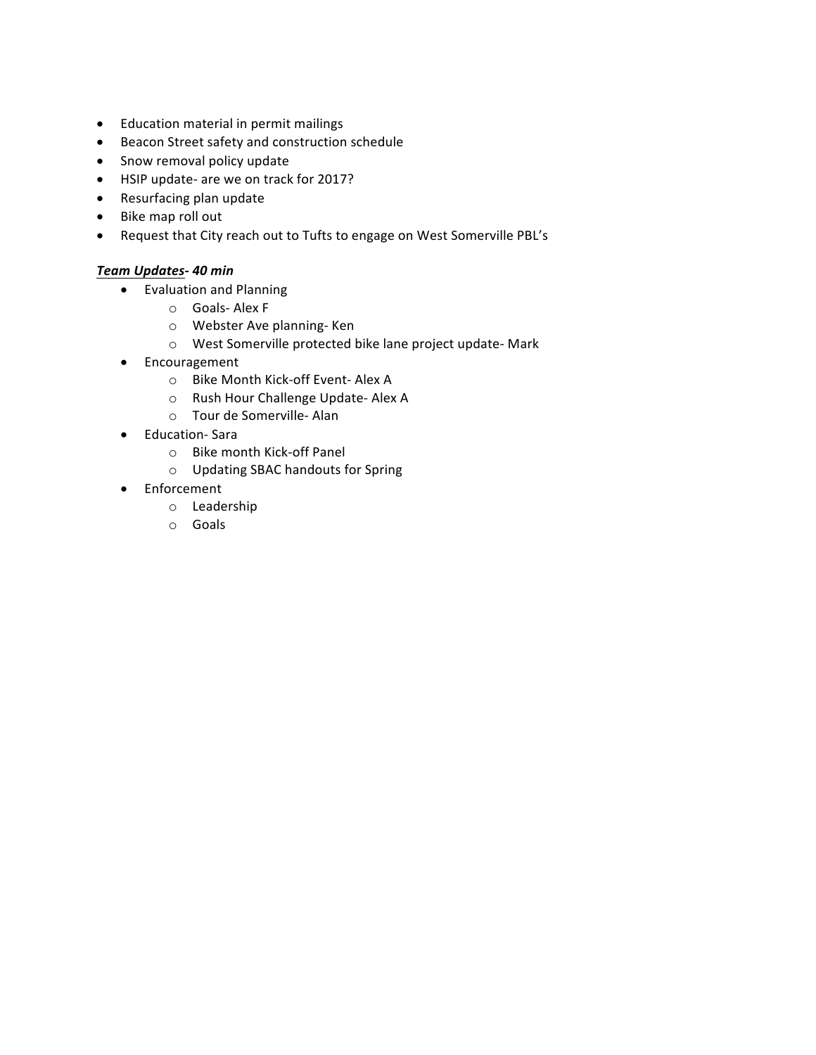- Education material in permit mailings
- Beacon Street safety and construction schedule
- Snow removal policy update
- HSIP update- are we on track for 2017?
- Resurfacing plan update
- Bike map roll out
- Request that City reach out to Tufts to engage on West Somerville PBL's

***<u>Team Updates</u>- 40 min***

- Evaluation and Planning
    - Goals- Alex F
    - Webster Ave planning- Ken
    - West Somerville protected bike lane project update- Mark
- Encouragement
    - Bike Month Kick-off Event- Alex A
    - Rush Hour Challenge Update- Alex A
    - Tour de Somerville- Alan
- Education- Sara
    - Bike month Kick-off Panel
    - Updating SBAC handouts for Spring
- Enforcement
    - Leadership
    - Goals